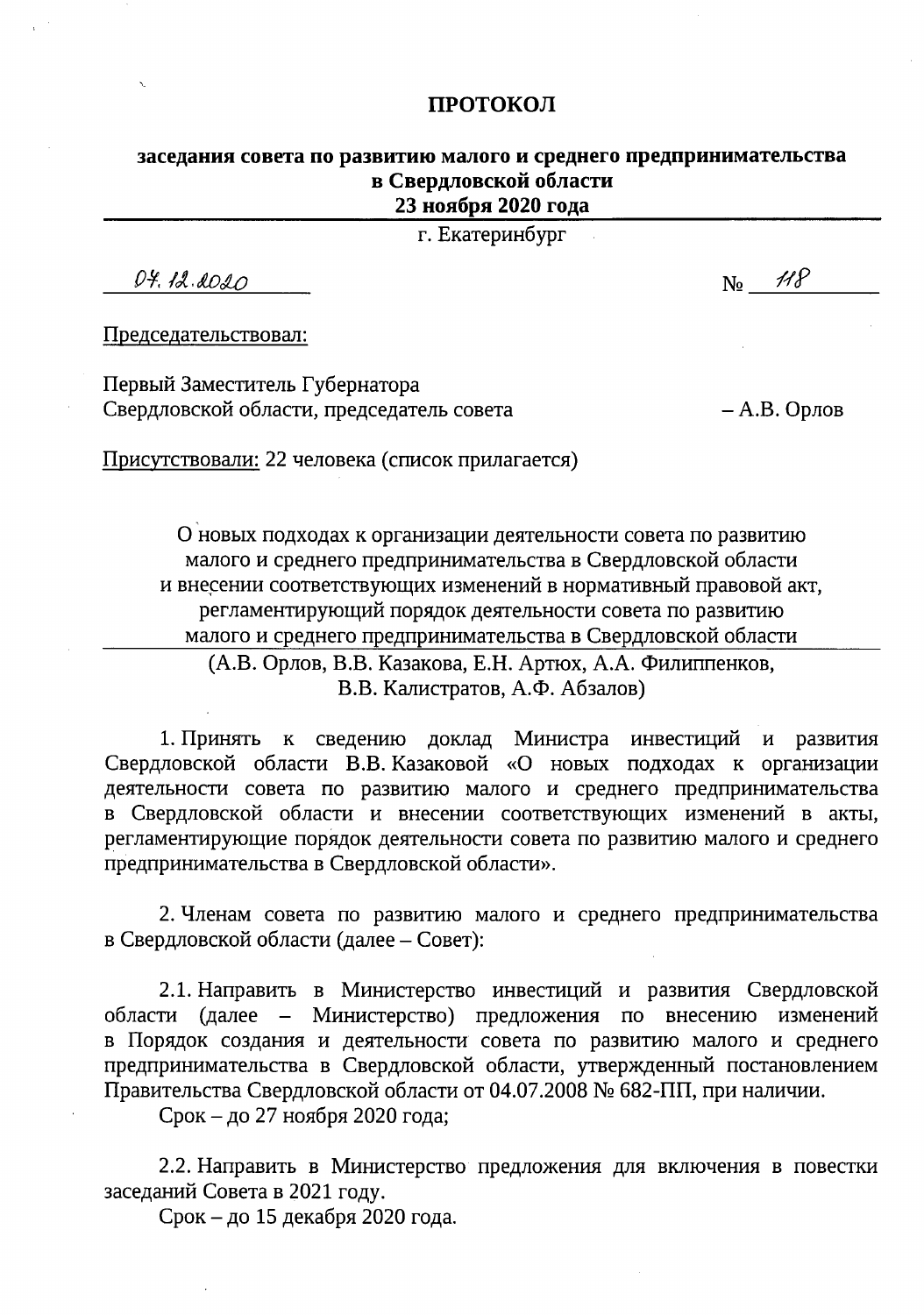# ПРОТОКОЛ

## заседания совета по развитию малого и среднего предпринимательства в Свердловской области 23 ноября 2020 года

г. Екатеринбург

07.12.2020 № 118

Председательствовал:

Первый Заместитель Губернатора Свердловской области, председатель совета – А.В. Орлов

Присутствовали: 22 человека (список прилагается)

О новых подходах к организации деятельности совета по развитию малого и среднего предпринимательства в Свердловской области и внесении соответствующих изменений в нормативный правовой акт, регламентирующий порядок деятельности совета по развитию малого и среднего предпринимательства в Свердловской области

(А.В. Орлов, В.В. Казакова, Е.Н. Артюх, А.А. Филиппенков, В.В. Калистратов, А.Ф. Абзалов)

1. Принять к сведению доклад Министра инвестиций и развития Свердловской области В.В. Казаковой «О новых подходах к организации деятельности совета по развитию малого и среднего предпринимательства в Свердловской области и внесении соответствующих изменений в акты, регламентирующие порядок деятельности совета по развитию малого и среднего предпринимательства в Свердловской области».

2. Членам совета по развитию малого и среднего предпринимательства в Свердловской области (далее – Совет):

2.1. Направить в Министерство инвестиций и развития Свердловской области (далее – Министерство) предложения по внесению изменений в Порядок создания и деятельности совета по развитию малого и среднего предпринимательства в Свердловской области, утвержденный постановлением Правительства Свердловской области от 04.07.2008 № 682-ПП, при наличии.

Срок – до 27 ноября 2020 года;

2.2. Направить в Министерство предложения для включения в повестки заседаний Совета в 2021 году.

Срок – до 15 декабря 2020 года.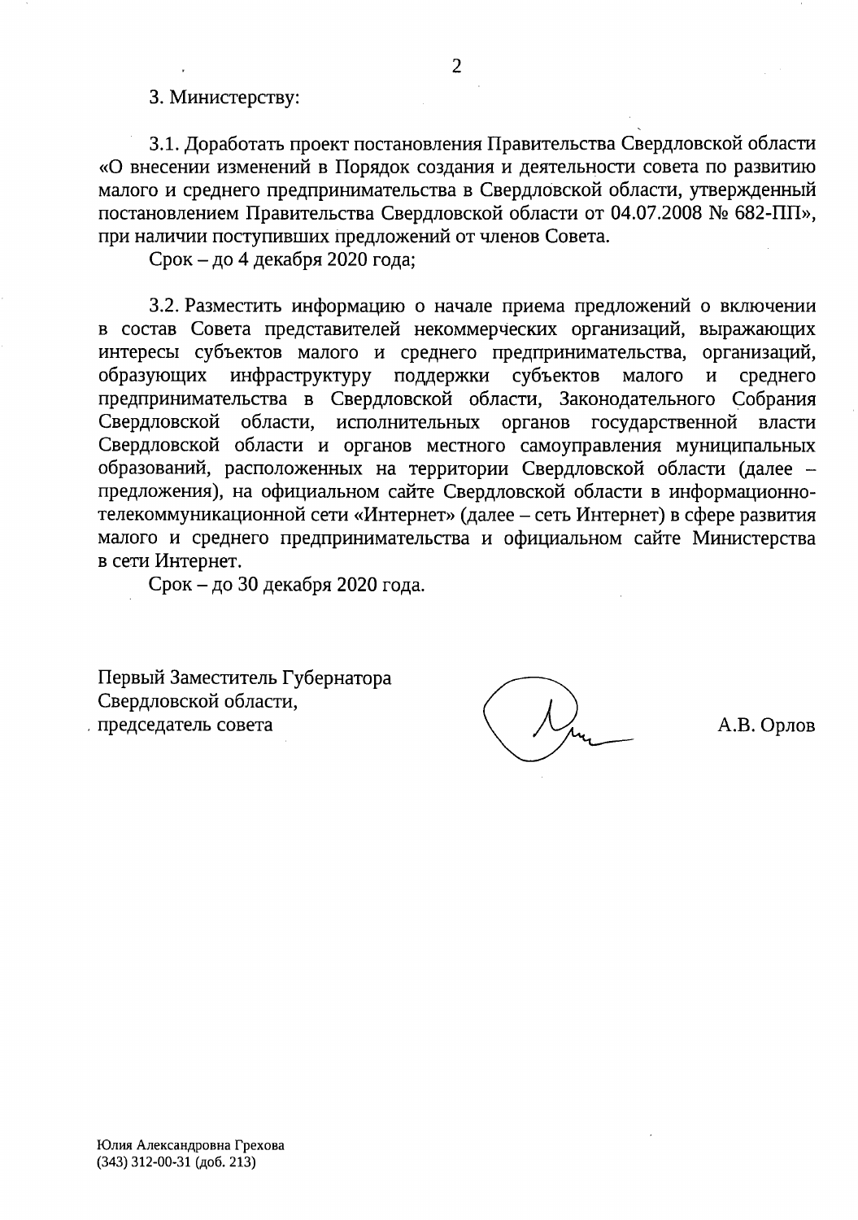3. Министерству:

3.1. Доработать проект постановления Правительства Свердловской области «О внесении изменений в Порядок создания и деятельности совета по развитию малого и среднего предпринимательства в Свердловской области, утвержденный постановлением Правительства Свердловской области от 04.07.2008 № 682-ПП», при наличии поступивших предложений от членов Совета.

Срок – до 4 декабря 2020 года;

3.2. Разместить информацию о начале приема предложений о включении в состав Совета представителей некоммерческих организаций, выражающих интересы субъектов малого и среднего предпринимательства, организаций, образующих инфраструктуру поддержки субъектов малого и среднего предпринимательства в Свердловской области, Законодательного Собрания Свердловской области, исполнительных органов государственной власти Свердловской области и органов местного самоуправления муниципальных образований, расположенных на территории Свердловской области (далее – предложения), на официальном сайте Свердловской области в информационно-телекоммуникационной сети «Интернет» (далее – сеть Интернет) в сфере развития малого и среднего предпринимательства и официальном сайте Министерства в сети Интернет.

Срок – до 30 декабря 2020 года.

Первый Заместитель Губернатора
Свердловской области,
председатель совета — А.В. Орлов

Юлия Александровна Грехова
(343) 312-00-31 (доб. 213)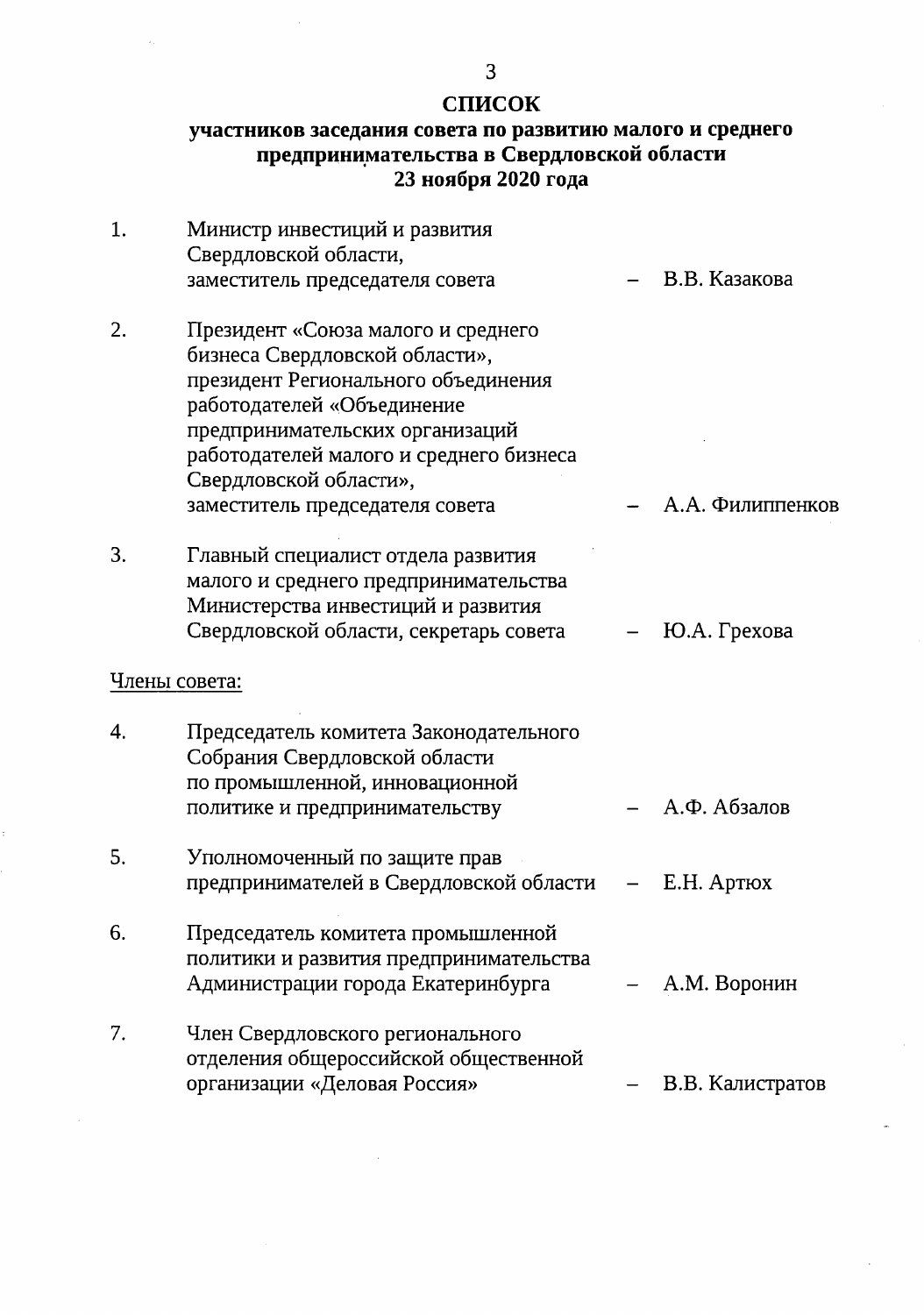**СПИСОК**
**участников заседания совета по развитию малого и среднего предпринимательства в Свердловской области**
**23 ноября 2020 года**

| | | |
|---|---|---|
| 1. | Министр инвестиций и развития Свердловской области, заместитель председателя совета | – В.В. Казакова |
| 2. | Президент «Союза малого и среднего бизнеса Свердловской области», президент Регионального объединения работодателей «Объединение предпринимательских организаций работодателей малого и среднего бизнеса Свердловской области», заместитель председателя совета | – А.А. Филиппенков |
| 3. | Главный специалист отдела развития малого и среднего предпринимательства Министерства инвестиций и развития Свердловской области, секретарь совета | – Ю.А. Грехова |

Члены совета:

| | | |
|---|---|---|
| 4. | Председатель комитета Законодательного Собрания Свердловской области по промышленной, инновационной политике и предпринимательству | – А.Ф. Абзалов |
| 5. | Уполномоченный по защите прав предпринимателей в Свердловской области | – Е.Н. Артюх |
| 6. | Председатель комитета промышленной политики и развития предпринимательства Администрации города Екатеринбурга | – А.М. Воронин |
| 7. | Член Свердловского регионального отделения общероссийской общественной организации «Деловая Россия» | – В.В. Калистратов |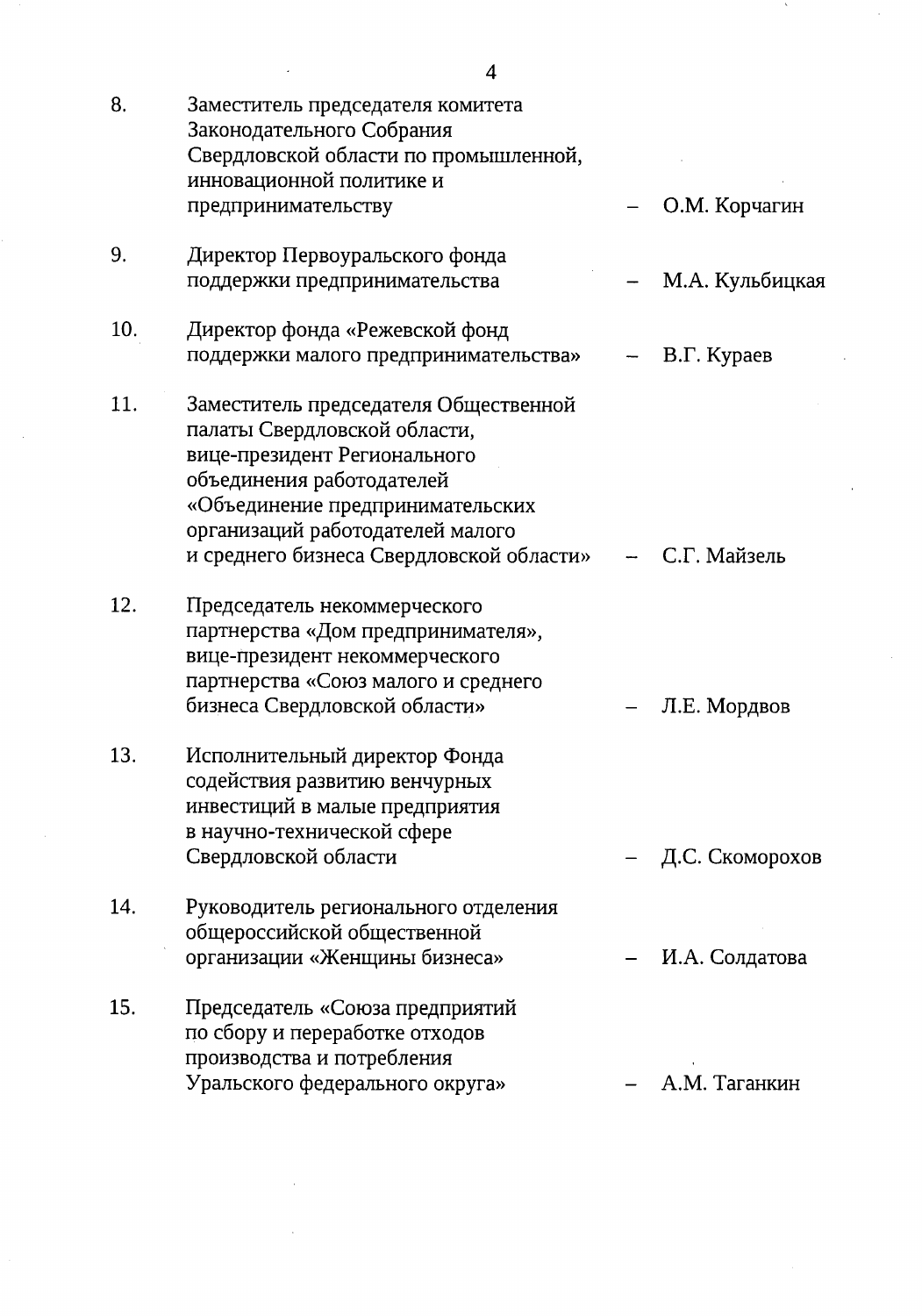| | | | |
|---|---|---|---|
| 8. | Заместитель председателя комитета Законодательного Собрания Свердловской области по промышленной, инновационной политике и предпринимательству | – | О.М. Корчагин |
| 9. | Директор Первоуральского фонда поддержки предпринимательства | – | М.А. Кульбицкая |
| 10. | Директор фонда «Режевской фонд поддержки малого предпринимательства» | – | В.Г. Кураев |
| 11. | Заместитель председателя Общественной палаты Свердловской области, вице-президент Регионального объединения работодателей «Объединение предпринимательских организаций работодателей малого и среднего бизнеса Свердловской области» | – | С.Г. Майзель |
| 12. | Председатель некоммерческого партнерства «Дом предпринимателя», вице-президент некоммерческого партнерства «Союз малого и среднего бизнеса Свердловской области» | – | Л.Е. Мордвов |
| 13. | Исполнительный директор Фонда содействия развитию венчурных инвестиций в малые предприятия в научно-технической сфере Свердловской области | – | Д.С. Скоморохов |
| 14. | Руководитель регионального отделения общероссийской общественной организации «Женщины бизнеса» | – | И.А. Солдатова |
| 15. | Председатель «Союза предприятий по сбору и переработке отходов производства и потребления Уральского федерального округа» | – | А.М. Таганкин |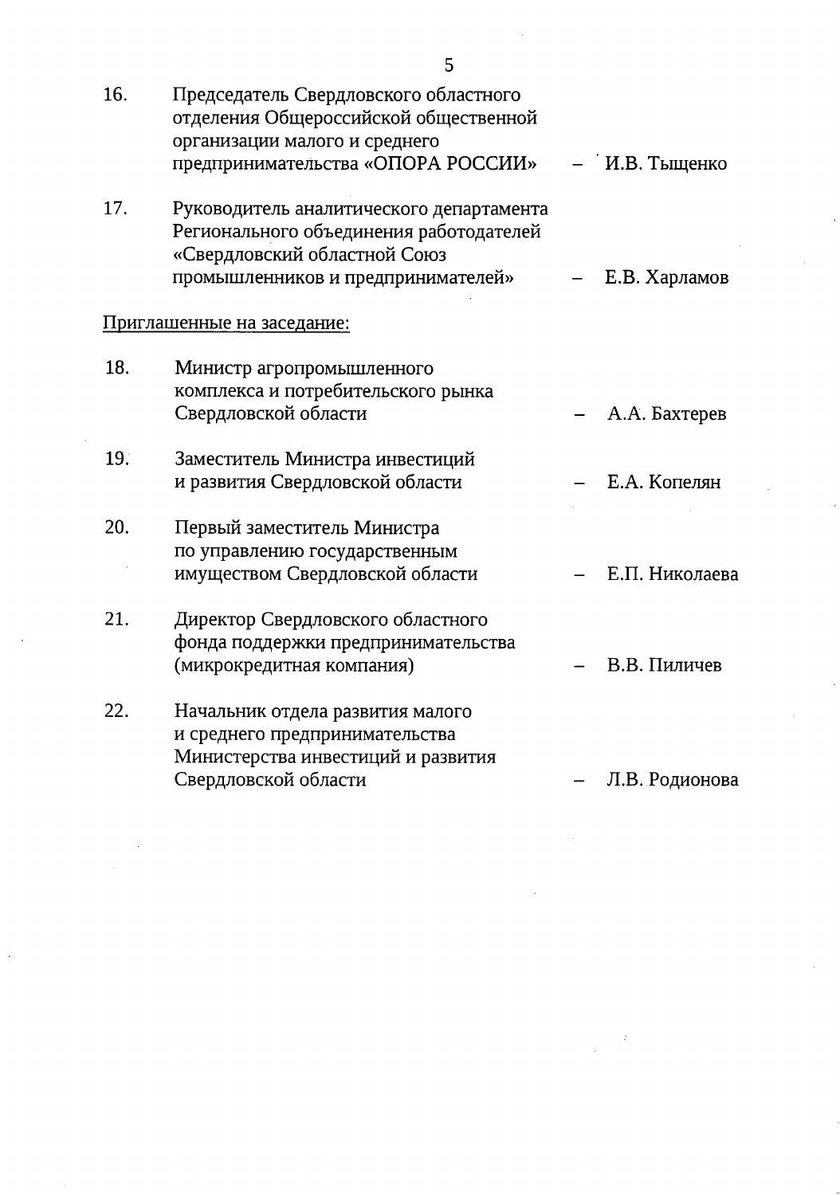| | | | |
|---|---|---|---|
| 16. | Председатель Свердловского областного отделения Общероссийской общественной организации малого и среднего предпринимательства «ОПОРА РОССИИ» | – | И.В. Тыщенко |
| 17. | Руководитель аналитического департамента Регионального объединения работодателей «Свердловский областной Союз промышленников и предпринимателей» | – | Е.В. Харламов |

<u>Приглашенные на заседание:</u>

| | | | |
|---|---|---|---|
| 18. | Министр агропромышленного комплекса и потребительского рынка Свердловской области | – | А.А. Бахтерев |
| 19. | Заместитель Министра инвестиций и развития Свердловской области | – | Е.А. Копелян |
| 20. | Первый заместитель Министра по управлению государственным имуществом Свердловской области | – | Е.П. Николаева |
| 21. | Директор Свердловского областного фонда поддержки предпринимательства (микрокредитная компания) | – | В.В. Пиличев |
| 22. | Начальник отдела развития малого и среднего предпринимательства Министерства инвестиций и развития Свердловской области | – | Л.В. Родионова |